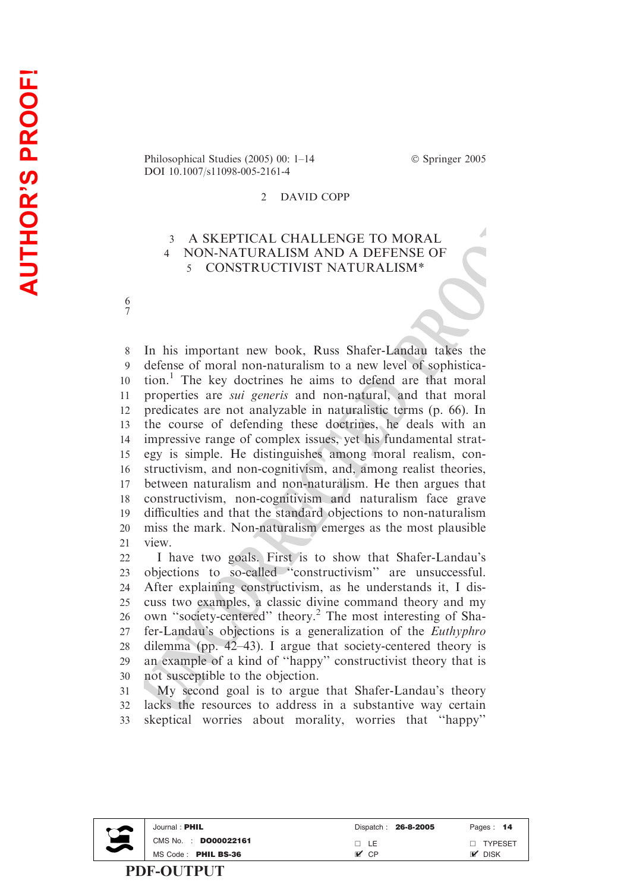DAVID COPP

# A SKEPTICAL CHALLENGE TO MORAL NON-NATURALISM AND A DEFENSE OF CONSTRUCTIVIST NATURALISM*

In his important new book, Russ Shafer-Landau takes the defense of moral non-naturalism to a new level of sophistication.[1] The key doctrines he aims to defend are that moral properties are *sui generis* and non-natural, and that moral predicates are not analyzable in naturalistic terms (p. 66). In the course of defending these doctrines, he deals with an impressive range of complex issues, yet his fundamental strategy is simple. He distinguishes among moral realism, constructivism, and non-cognitivism, and, among realist theories, between naturalism and non-naturalism. He then argues that constructivism, non-cognitivism and naturalism face grave difficulties and that the standard objections to non-naturalism miss the mark. Non-naturalism emerges as the most plausible view.

I have two goals. First is to show that Shafer-Landau's objections to so-called "constructivism" are unsuccessful. After explaining constructivism, as he understands it, I discuss two examples, a classic divine command theory and my own "society-centered" theory.[2] The most interesting of Shafer-Landau's objections is a generalization of the *Euthyphro* dilemma (pp. 42–43). I argue that society-centered theory is an example of a kind of "happy" constructivist theory that is not susceptible to the objection.

My second goal is to argue that Shafer-Landau's theory lacks the resources to address in a substantive way certain skeptical worries about morality, worries that "happy"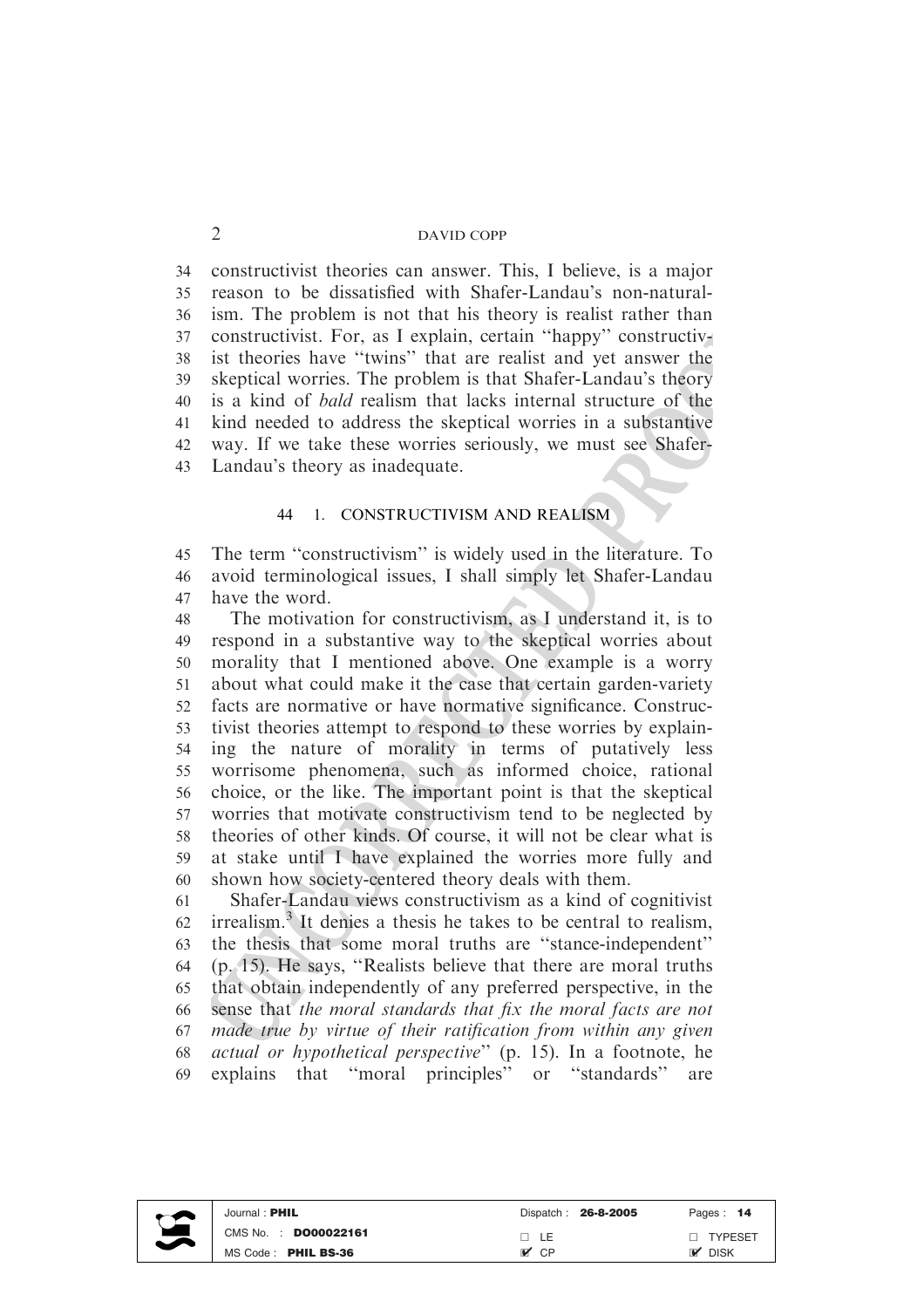constructivist theories can answer. This, I believe, is a major reason to be dissatisfied with Shafer-Landau's non-naturalism. The problem is not that his theory is realist rather than constructivist. For, as I explain, certain "happy" constructivist theories have "twins" that are realist and yet answer the skeptical worries. The problem is that Shafer-Landau's theory is a kind of *bald* realism that lacks internal structure of the kind needed to address the skeptical worries in a substantive way. If we take these worries seriously, we must see Shafer-Landau's theory as inadequate.

## 1. CONSTRUCTIVISM AND REALISM

The term "constructivism" is widely used in the literature. To avoid terminological issues, I shall simply let Shafer-Landau have the word.

The motivation for constructivism, as I understand it, is to respond in a substantive way to the skeptical worries about morality that I mentioned above. One example is a worry about what could make it the case that certain garden-variety facts are normative or have normative significance. Constructivist theories attempt to respond to these worries by explaining the nature of morality in terms of putatively less worrisome phenomena, such as informed choice, rational choice, or the like. The important point is that the skeptical worries that motivate constructivism tend to be neglected by theories of other kinds. Of course, it will not be clear what is at stake until I have explained the worries more fully and shown how society-centered theory deals with them.

Shafer-Landau views constructivism as a kind of cognitivist irrealism.[3] It denies a thesis he takes to be central to realism, the thesis that some moral truths are "stance-independent" (p. 15). He says, "Realists believe that there are moral truths that obtain independently of any preferred perspective, in the sense that *the moral standards that fix the moral facts are not made true by virtue of their ratification from within any given actual or hypothetical perspective*" (p. 15). In a footnote, he explains that "moral principles" or "standards" are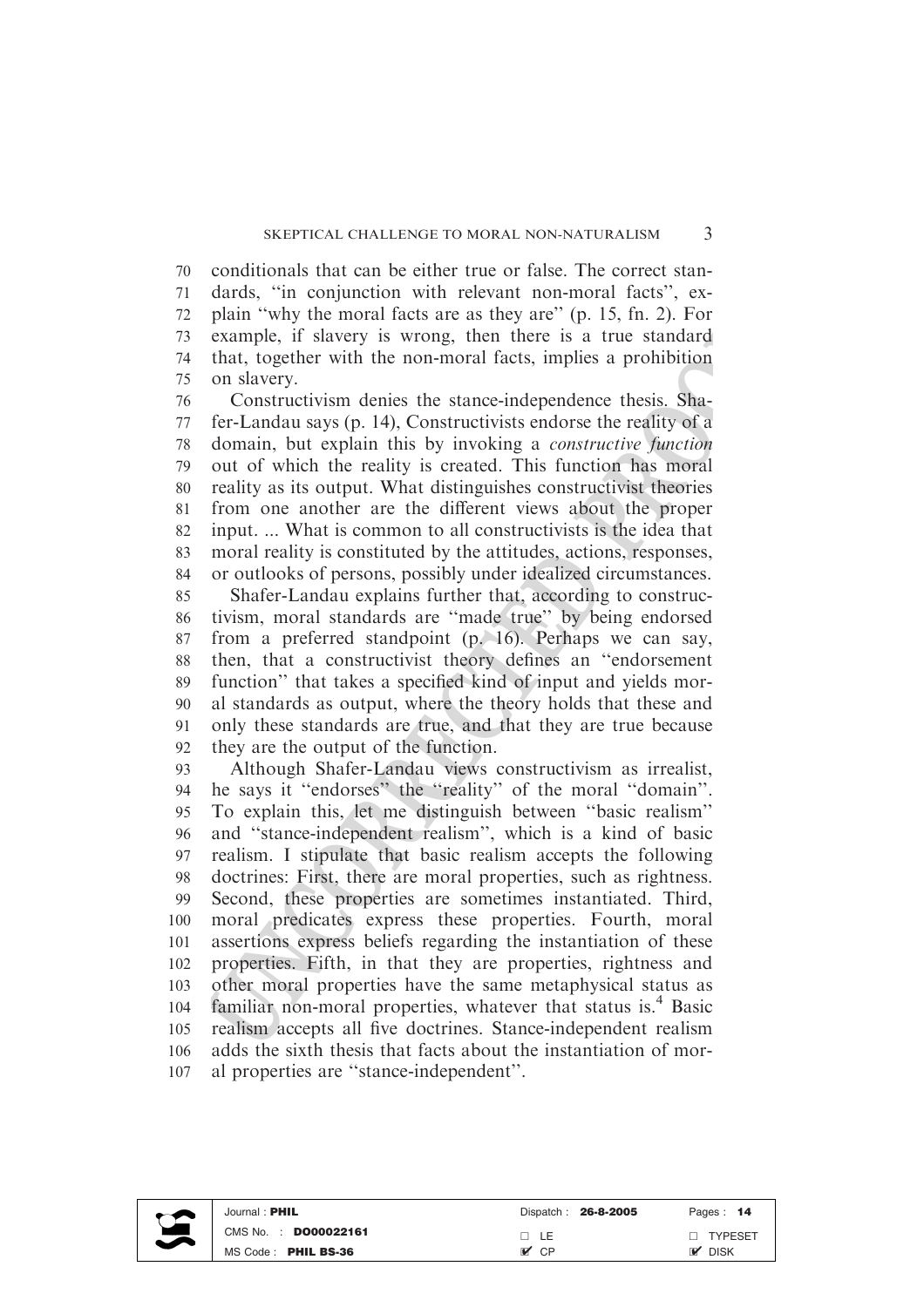conditionals that can be either true or false. The correct standards, "in conjunction with relevant non-moral facts", explain "why the moral facts are as they are" (p. 15, fn. 2). For example, if slavery is wrong, then there is a true standard that, together with the non-moral facts, implies a prohibition on slavery.

Constructivism denies the stance-independence thesis. Shafer-Landau says (p. 14), Constructivists endorse the reality of a domain, but explain this by invoking a *constructive function* out of which the reality is created. This function has moral reality as its output. What distinguishes constructivist theories from one another are the different views about the proper input. ... What is common to all constructivists is the idea that moral reality is constituted by the attitudes, actions, responses, or outlooks of persons, possibly under idealized circumstances.

Shafer-Landau explains further that, according to constructivism, moral standards are "made true" by being endorsed from a preferred standpoint (p. 16). Perhaps we can say, then, that a constructivist theory defines an "endorsement function" that takes a specified kind of input and yields moral standards as output, where the theory holds that these and only these standards are true, and that they are true because they are the output of the function.

Although Shafer-Landau views constructivism as irrealist, he says it "endorses" the "reality" of the moral "domain". To explain this, let me distinguish between "basic realism" and "stance-independent realism", which is a kind of basic realism. I stipulate that basic realism accepts the following doctrines: First, there are moral properties, such as rightness. Second, these properties are sometimes instantiated. Third, moral predicates express these properties. Fourth, moral assertions express beliefs regarding the instantiation of these properties. Fifth, in that they are properties, rightness and other moral properties have the same metaphysical status as familiar non-moral properties, whatever that status is.[4] Basic realism accepts all five doctrines. Stance-independent realism adds the sixth thesis that facts about the instantiation of moral properties are "stance-independent".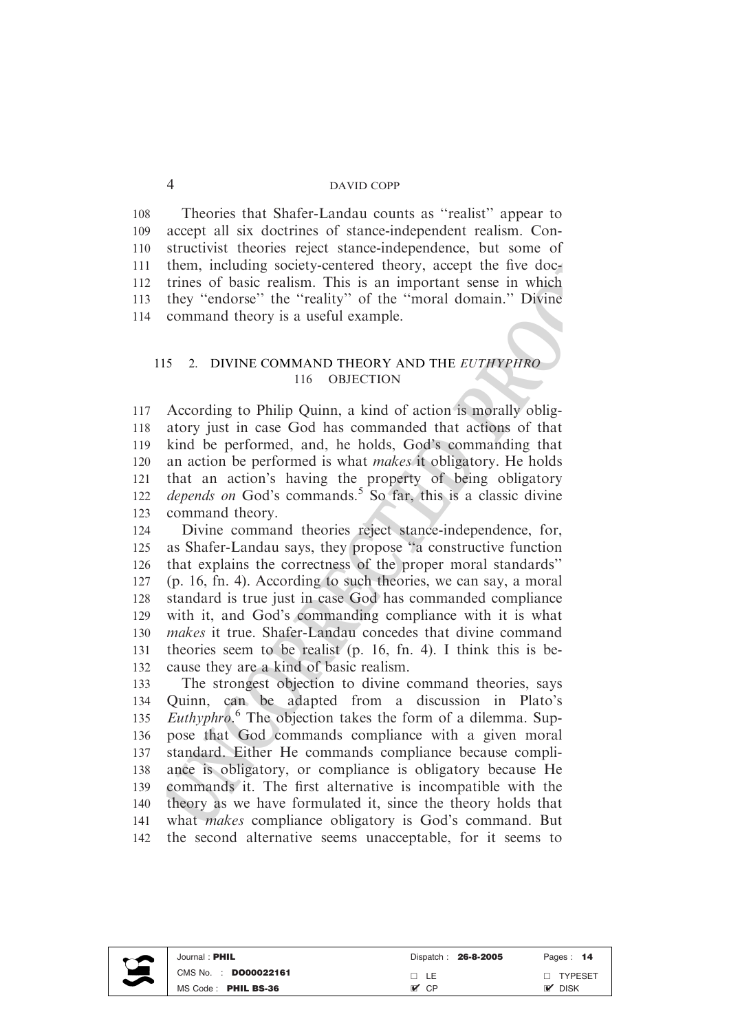Theories that Shafer-Landau counts as "realist" appear to accept all six doctrines of stance-independent realism. Constructivist theories reject stance-independence, but some of them, including society-centered theory, accept the five doctrines of basic realism. This is an important sense in which they "endorse" the "reality" of the "moral domain." Divine command theory is a useful example.

## 2. DIVINE COMMAND THEORY AND THE *EUTHYPHRO* OBJECTION

According to Philip Quinn, a kind of action is morally obligatory just in case God has commanded that actions of that kind be performed, and, he holds, God's commanding that an action be performed is what *makes* it obligatory. He holds that an action's having the property of being obligatory *depends on* God's commands.[5] So far, this is a classic divine command theory.

Divine command theories reject stance-independence, for, as Shafer-Landau says, they propose "a constructive function that explains the correctness of the proper moral standards" (p. 16, fn. 4). According to such theories, we can say, a moral standard is true just in case God has commanded compliance with it, and God's commanding compliance with it is what *makes* it true. Shafer-Landau concedes that divine command theories seem to be realist (p. 16, fn. 4). I think this is because they are a kind of basic realism.

The strongest objection to divine command theories, says Quinn, can be adapted from a discussion in Plato's *Euthyphro*.[6] The objection takes the form of a dilemma. Suppose that God commands compliance with a given moral standard. Either He commands compliance because compliance is obligatory, or compliance is obligatory because He commands it. The first alternative is incompatible with the theory as we have formulated it, since the theory holds that what *makes* compliance obligatory is God's command. But the second alternative seems unacceptable, for it seems to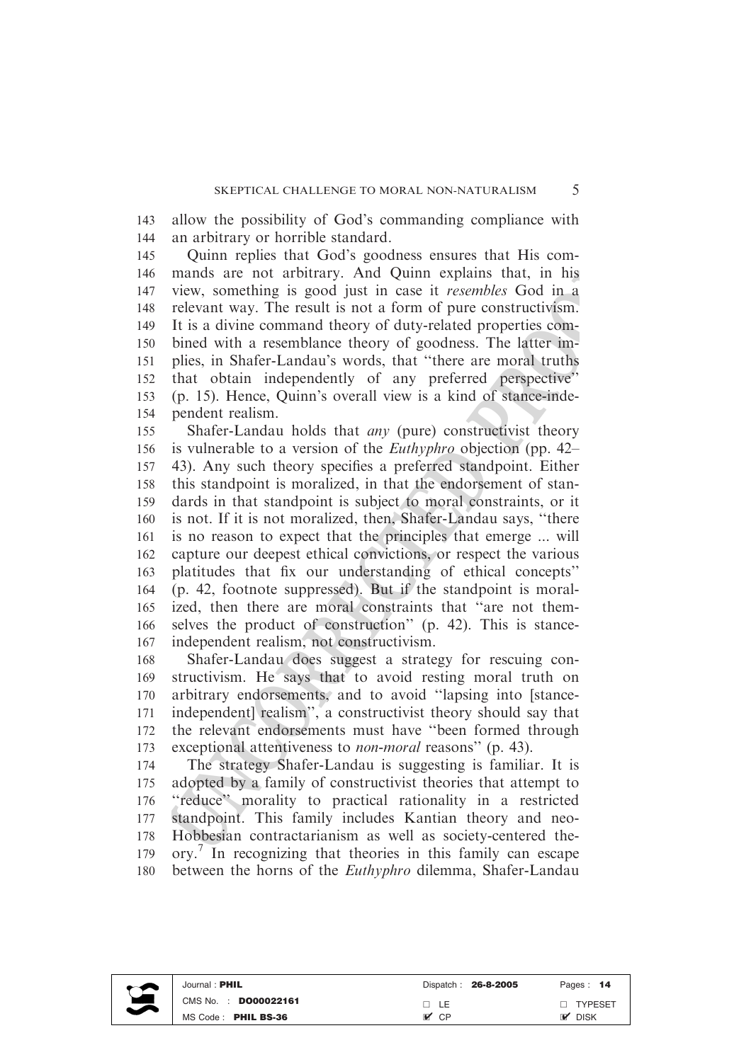allow the possibility of God's commanding compliance with an arbitrary or horrible standard.

Quinn replies that God's goodness ensures that His commands are not arbitrary. And Quinn explains that, in his view, something is good just in case it *resembles* God in a relevant way. The result is not a form of pure constructivism. It is a divine command theory of duty-related properties combined with a resemblance theory of goodness. The latter implies, in Shafer-Landau's words, that "there are moral truths that obtain independently of any preferred perspective" (p. 15). Hence, Quinn's overall view is a kind of stance-independent realism.

Shafer-Landau holds that *any* (pure) constructivist theory is vulnerable to a version of the *Euthyphro* objection (pp. 42–43). Any such theory specifies a preferred standpoint. Either this standpoint is moralized, in that the endorsement of standards in that standpoint is subject to moral constraints, or it is not. If it is not moralized, then, Shafer-Landau says, "there is no reason to expect that the principles that emerge ... will capture our deepest ethical convictions, or respect the various platitudes that fix our understanding of ethical concepts" (p. 42, footnote suppressed). But if the standpoint is moralized, then there are moral constraints that "are not themselves the product of construction" (p. 42). This is stance-independent realism, not constructivism.

Shafer-Landau does suggest a strategy for rescuing constructivism. He says that to avoid resting moral truth on arbitrary endorsements, and to avoid "lapsing into [stance-independent] realism", a constructivist theory should say that the relevant endorsements must have "been formed through exceptional attentiveness to *non-moral* reasons" (p. 43).

The strategy Shafer-Landau is suggesting is familiar. It is adopted by a family of constructivist theories that attempt to "reduce" morality to practical rationality in a restricted standpoint. This family includes Kantian theory and neo-Hobbesian contractarianism as well as society-centered theory.[7] In recognizing that theories in this family can escape between the horns of the *Euthyphro* dilemma, Shafer-Landau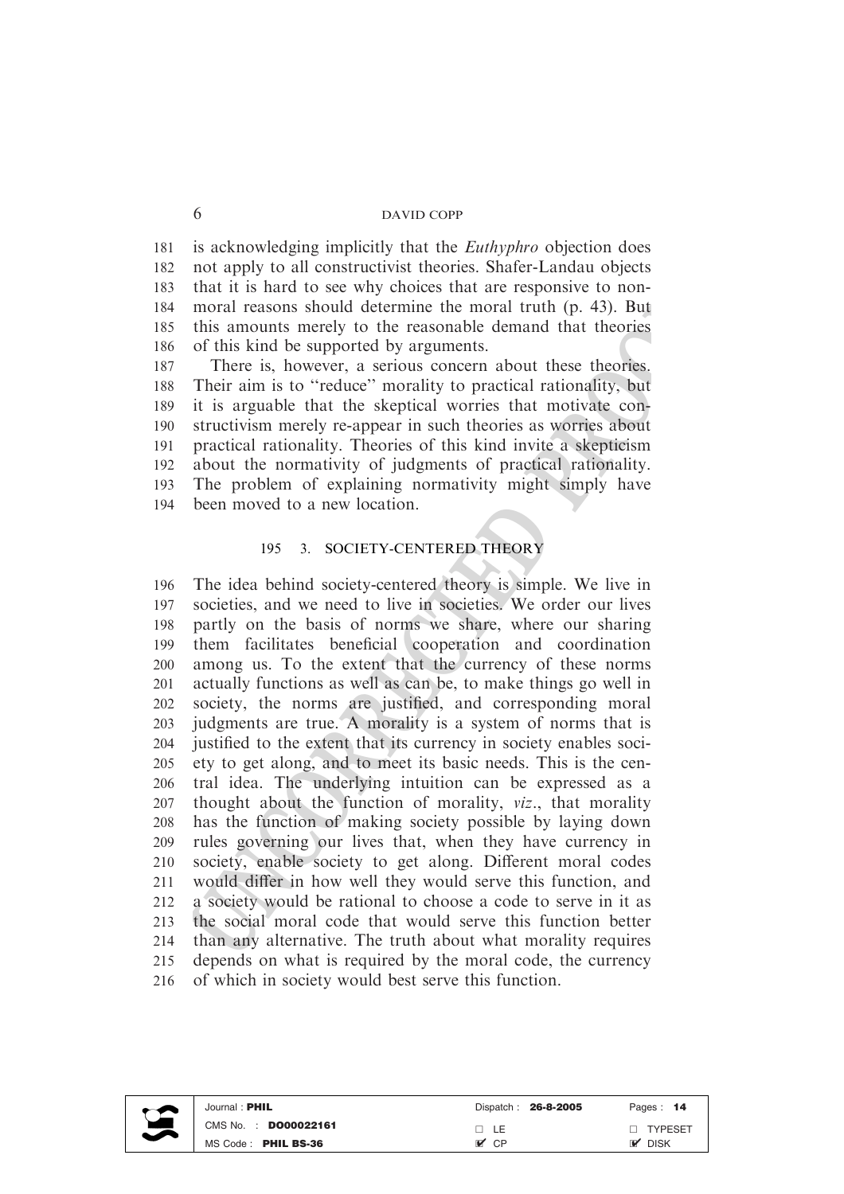is acknowledging implicitly that the *Euthyphro* objection does not apply to all constructivist theories. Shafer-Landau objects that it is hard to see why choices that are responsive to non-moral reasons should determine the moral truth (p. 43). But this amounts merely to the reasonable demand that theories of this kind be supported by arguments.

There is, however, a serious concern about these theories. Their aim is to "reduce" morality to practical rationality, but it is arguable that the skeptical worries that motivate constructivism merely re-appear in such theories as worries about practical rationality. Theories of this kind invite a skepticism about the normativity of judgments of practical rationality. The problem of explaining normativity might simply have been moved to a new location.

## 3. SOCIETY-CENTERED THEORY

The idea behind society-centered theory is simple. We live in societies, and we need to live in societies. We order our lives partly on the basis of norms we share, where our sharing them facilitates beneficial cooperation and coordination among us. To the extent that the currency of these norms actually functions as well as can be, to make things go well in society, the norms are justified, and corresponding moral judgments are true. A morality is a system of norms that is justified to the extent that its currency in society enables society to get along, and to meet its basic needs. This is the central idea. The underlying intuition can be expressed as a thought about the function of morality, *viz*., that morality has the function of making society possible by laying down rules governing our lives that, when they have currency in society, enable society to get along. Different moral codes would differ in how well they would serve this function, and a society would be rational to choose a code to serve in it as the social moral code that would serve this function better than any alternative. The truth about what morality requires depends on what is required by the moral code, the currency of which in society would best serve this function.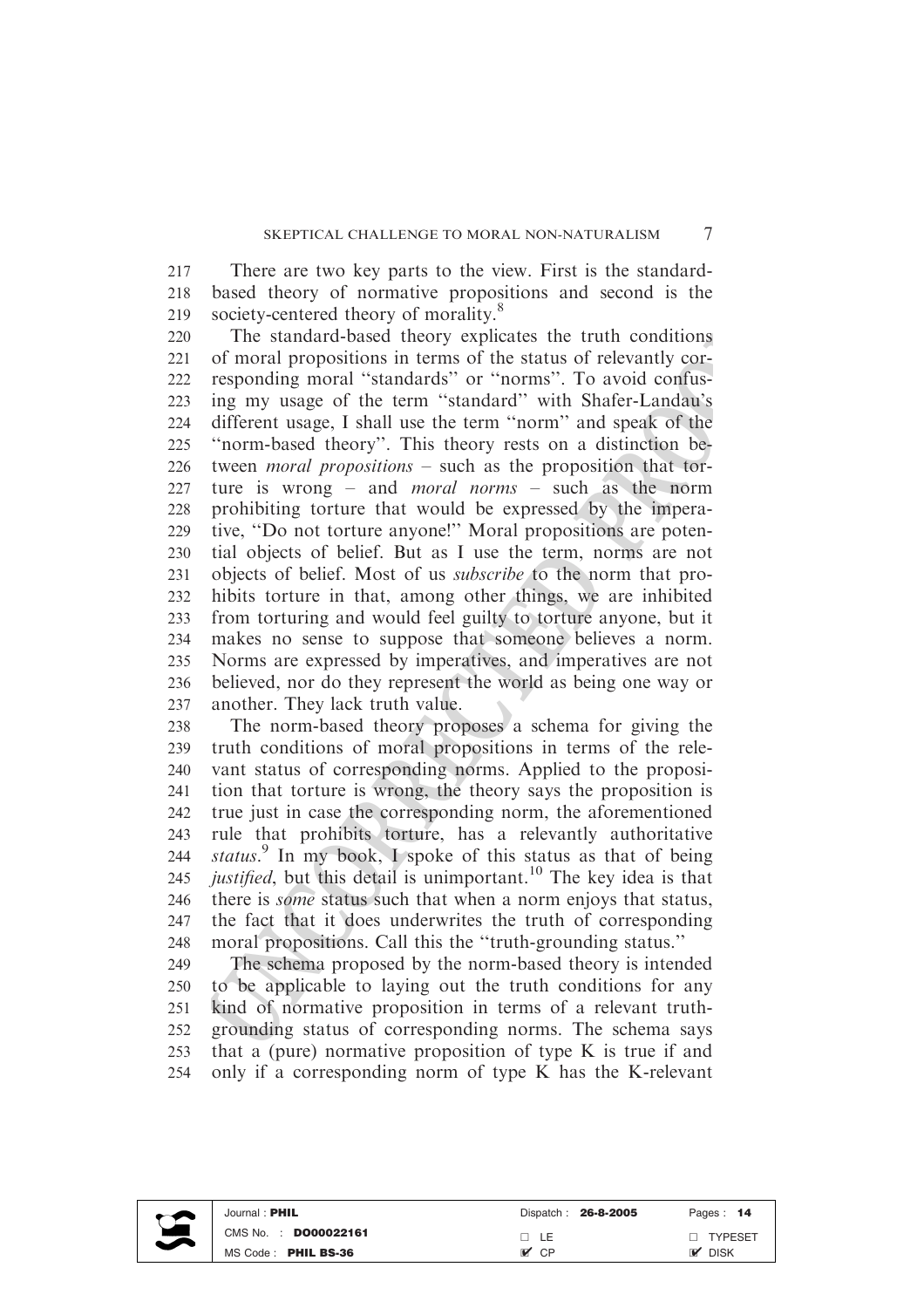There are two key parts to the view. First is the standard-based theory of normative propositions and second is the society-centered theory of morality.[8]

The standard-based theory explicates the truth conditions of moral propositions in terms of the status of relevantly corresponding moral "standards" or "norms". To avoid confusing my usage of the term "standard" with Shafer-Landau's different usage, I shall use the term "norm" and speak of the "norm-based theory". This theory rests on a distinction between *moral propositions* – such as the proposition that torture is wrong – and *moral norms* – such as the norm prohibiting torture that would be expressed by the imperative, "Do not torture anyone!" Moral propositions are potential objects of belief. But as I use the term, norms are not objects of belief. Most of us *subscribe* to the norm that prohibits torture in that, among other things, we are inhibited from torturing and would feel guilty to torture anyone, but it makes no sense to suppose that someone believes a norm. Norms are expressed by imperatives, and imperatives are not believed, nor do they represent the world as being one way or another. They lack truth value.

The norm-based theory proposes a schema for giving the truth conditions of moral propositions in terms of the relevant status of corresponding norms. Applied to the proposition that torture is wrong, the theory says the proposition is true just in case the corresponding norm, the aforementioned rule that prohibits torture, has a relevantly authoritative *status*.[9] In my book, I spoke of this status as that of being *justified*, but this detail is unimportant.[10] The key idea is that there is *some* status such that when a norm enjoys that status, the fact that it does underwrites the truth of corresponding moral propositions. Call this the "truth-grounding status."

The schema proposed by the norm-based theory is intended to be applicable to laying out the truth conditions for any kind of normative proposition in terms of a relevant truth-grounding status of corresponding norms. The schema says that a (pure) normative proposition of type K is true if and only if a corresponding norm of type K has the K-relevant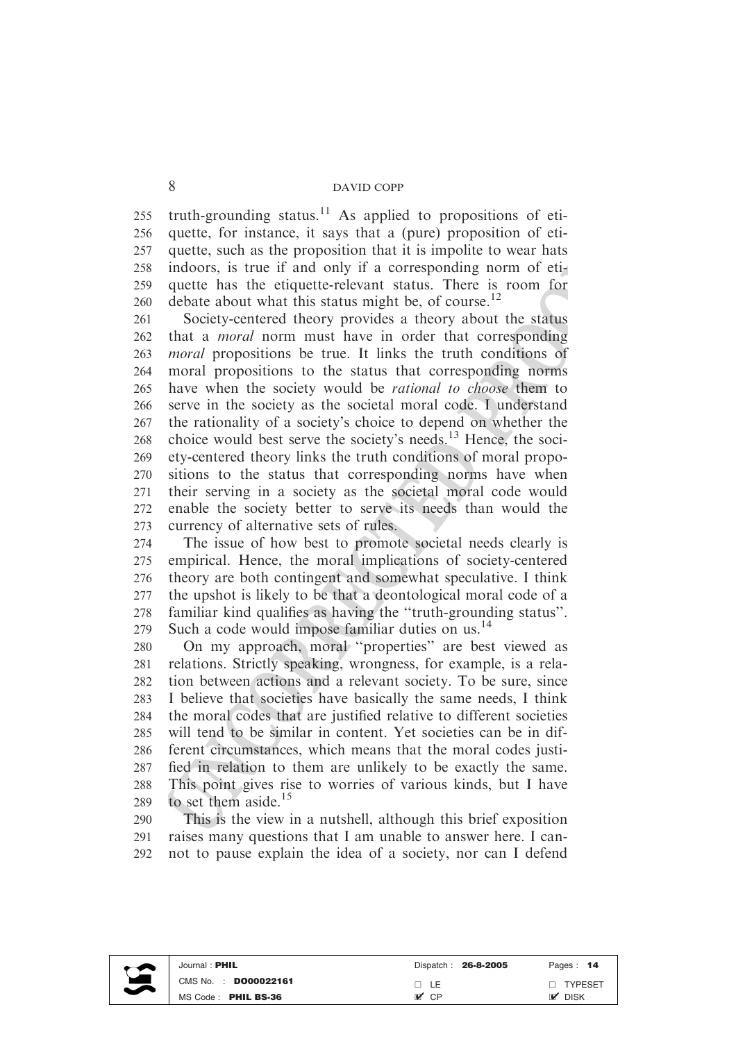truth-grounding status.[11] As applied to propositions of etiquette, for instance, it says that a (pure) proposition of etiquette, such as the proposition that it is impolite to wear hats indoors, is true if and only if a corresponding norm of etiquette has the etiquette-relevant status. There is room for debate about what this status might be, of course.[12]

Society-centered theory provides a theory about the status that a *moral* norm must have in order that corresponding *moral* propositions be true. It links the truth conditions of moral propositions to the status that corresponding norms have when the society would be *rational to choose* them to serve in the society as the societal moral code. I understand the rationality of a society's choice to depend on whether the choice would best serve the society's needs.[13] Hence, the society-centered theory links the truth conditions of moral propositions to the status that corresponding norms have when their serving in a society as the societal moral code would enable the society better to serve its needs than would the currency of alternative sets of rules.

The issue of how best to promote societal needs clearly is empirical. Hence, the moral implications of society-centered theory are both contingent and somewhat speculative. I think the upshot is likely to be that a deontological moral code of a familiar kind qualifies as having the "truth-grounding status". Such a code would impose familiar duties on us.[14]

On my approach, moral "properties" are best viewed as relations. Strictly speaking, wrongness, for example, is a relation between actions and a relevant society. To be sure, since I believe that societies have basically the same needs, I think the moral codes that are justified relative to different societies will tend to be similar in content. Yet societies can be in different circumstances, which means that the moral codes justified in relation to them are unlikely to be exactly the same. This point gives rise to worries of various kinds, but I have to set them aside.[15]

This is the view in a nutshell, although this brief exposition raises many questions that I am unable to answer here. I cannot to pause explain the idea of a society, nor can I defend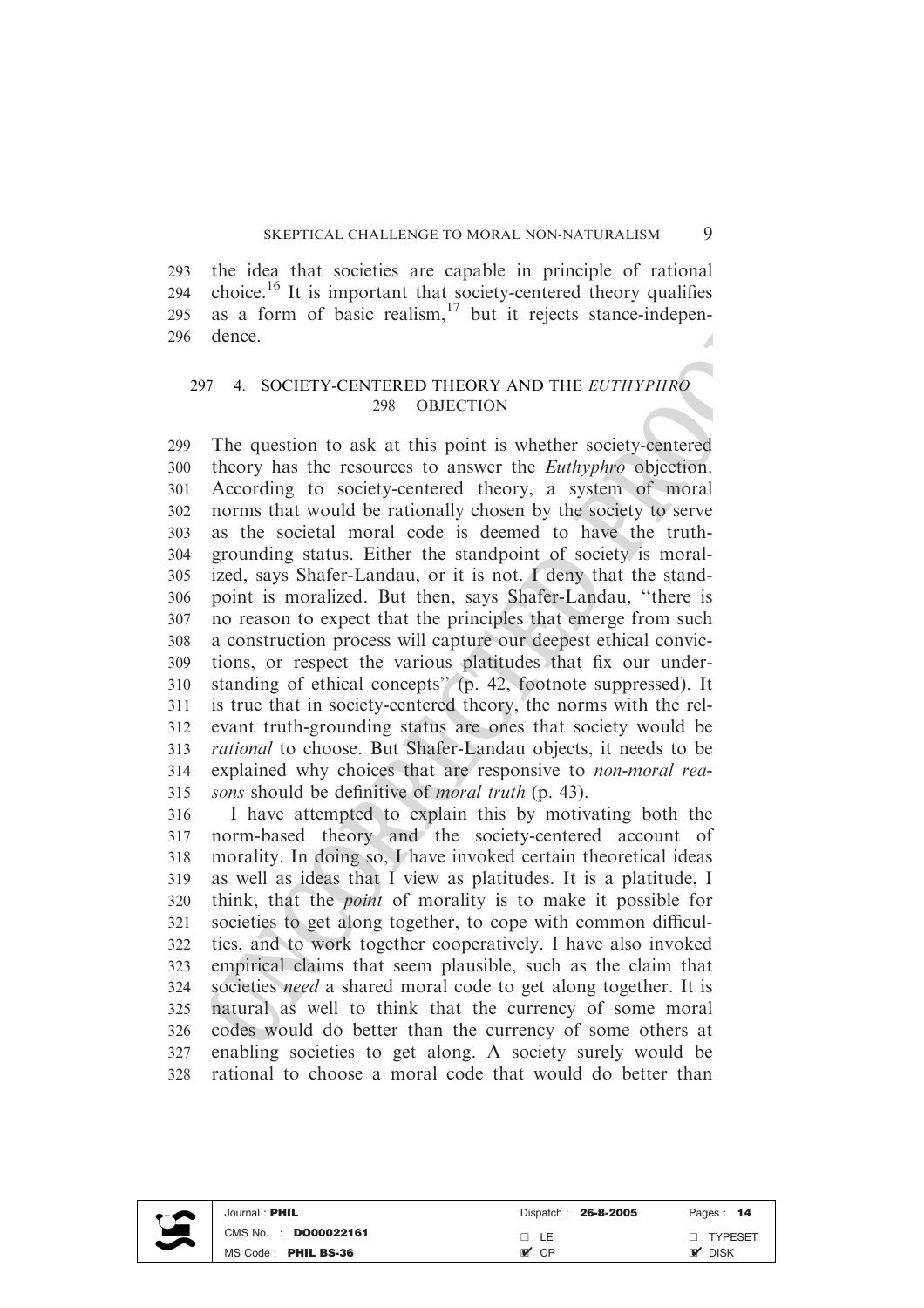the idea that societies are capable in principle of rational choice.[16] It is important that society-centered theory qualifies as a form of basic realism,[17] but it rejects stance-independence.

## 4. SOCIETY-CENTERED THEORY AND THE *EUTHYPHRO* OBJECTION

The question to ask at this point is whether society-centered theory has the resources to answer the *Euthyphro* objection. According to society-centered theory, a system of moral norms that would be rationally chosen by the society to serve as the societal moral code is deemed to have the truth-grounding status. Either the standpoint of society is moralized, says Shafer-Landau, or it is not. I deny that the standpoint is moralized. But then, says Shafer-Landau, "there is no reason to expect that the principles that emerge from such a construction process will capture our deepest ethical convictions, or respect the various platitudes that fix our understanding of ethical concepts" (p. 42, footnote suppressed). It is true that in society-centered theory, the norms with the relevant truth-grounding status are ones that society would be *rational* to choose. But Shafer-Landau objects, it needs to be explained why choices that are responsive to *non-moral reasons* should be definitive of *moral truth* (p. 43).

I have attempted to explain this by motivating both the norm-based theory and the society-centered account of morality. In doing so, I have invoked certain theoretical ideas as well as ideas that I view as platitudes. It is a platitude, I think, that the *point* of morality is to make it possible for societies to get along together, to cope with common difficulties, and to work together cooperatively. I have also invoked empirical claims that seem plausible, such as the claim that societies *need* a shared moral code to get along together. It is natural as well to think that the currency of some moral codes would do better than the currency of some others at enabling societies to get along. A society surely would be rational to choose a moral code that would do better than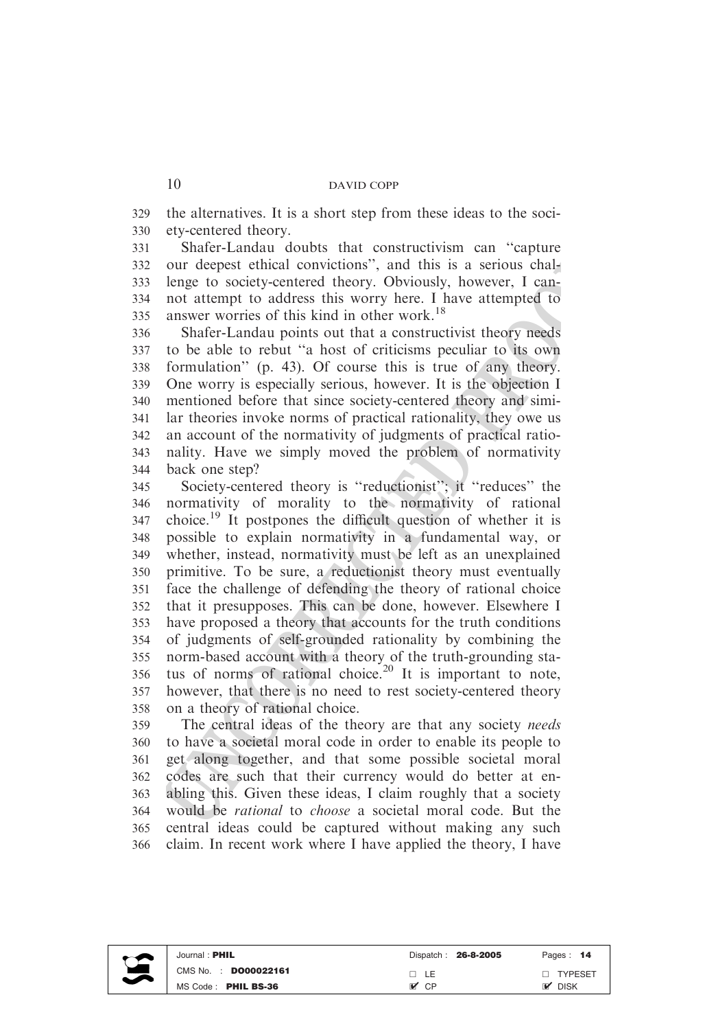the alternatives. It is a short step from these ideas to the society-centered theory.

Shafer-Landau doubts that constructivism can "capture our deepest ethical convictions", and this is a serious challenge to society-centered theory. Obviously, however, I cannot attempt to address this worry here. I have attempted to answer worries of this kind in other work.[18]

Shafer-Landau points out that a constructivist theory needs to be able to rebut "a host of criticisms peculiar to its own formulation" (p. 43). Of course this is true of any theory. One worry is especially serious, however. It is the objection I mentioned before that since society-centered theory and similar theories invoke norms of practical rationality, they owe us an account of the normativity of judgments of practical rationality. Have we simply moved the problem of normativity back one step?

Society-centered theory is "reductionist"; it "reduces" the normativity of morality to the normativity of rational choice.[19] It postpones the difficult question of whether it is possible to explain normativity in a fundamental way, or whether, instead, normativity must be left as an unexplained primitive. To be sure, a reductionist theory must eventually face the challenge of defending the theory of rational choice that it presupposes. This can be done, however. Elsewhere I have proposed a theory that accounts for the truth conditions of judgments of self-grounded rationality by combining the norm-based account with a theory of the truth-grounding status of norms of rational choice.[20] It is important to note, however, that there is no need to rest society-centered theory on a theory of rational choice.

The central ideas of the theory are that any society *needs* to have a societal moral code in order to enable its people to get along together, and that some possible societal moral codes are such that their currency would do better at enabling this. Given these ideas, I claim roughly that a society would be *rational* to *choose* a societal moral code. But the central ideas could be captured without making any such claim. In recent work where I have applied the theory, I have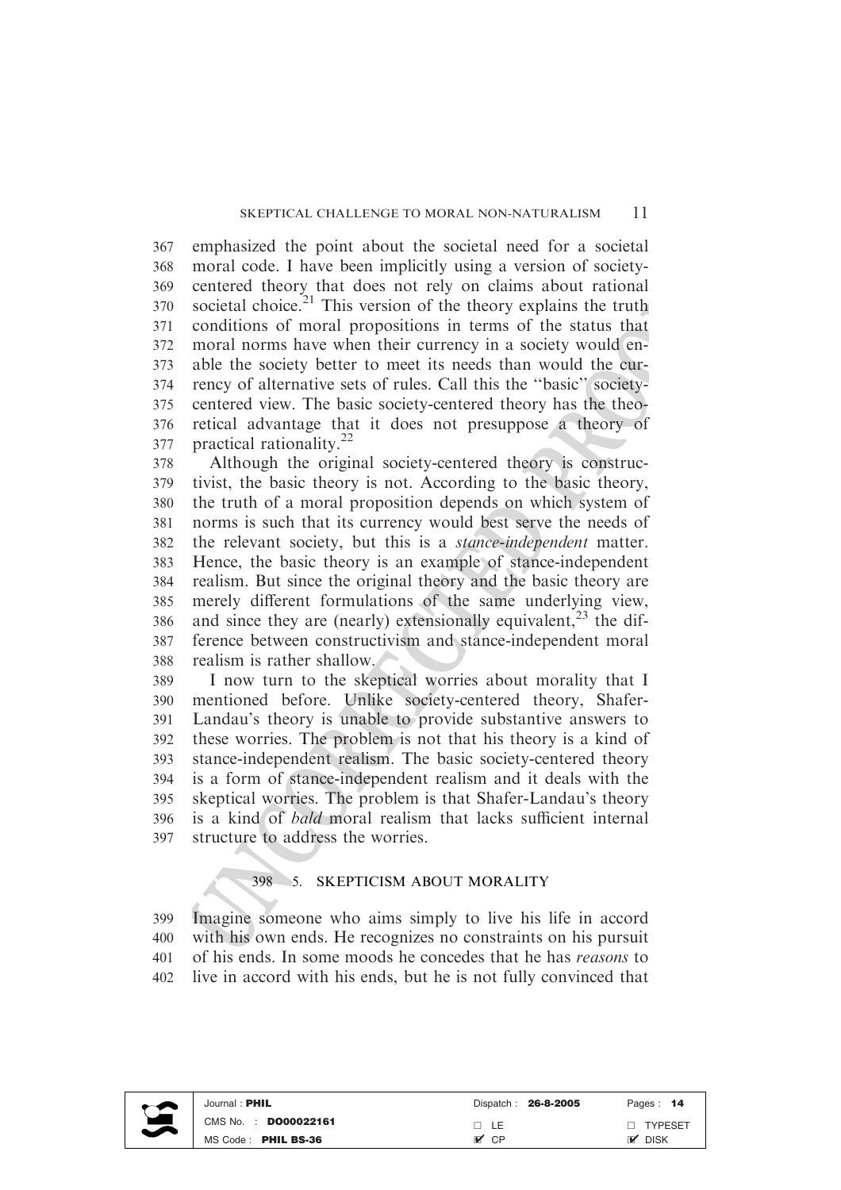emphasized the point about the societal need for a societal moral code. I have been implicitly using a version of society-centered theory that does not rely on claims about rational societal choice.[21] This version of the theory explains the truth conditions of moral propositions in terms of the status that moral norms have when their currency in a society would enable the society better to meet its needs than would the currency of alternative sets of rules. Call this the "basic" society-centered view. The basic society-centered theory has the theoretical advantage that it does not presuppose a theory of practical rationality.[22]

Although the original society-centered theory is constructivist, the basic theory is not. According to the basic theory, the truth of a moral proposition depends on which system of norms is such that its currency would best serve the needs of the relevant society, but this is a *stance-independent* matter. Hence, the basic theory is an example of stance-independent realism. But since the original theory and the basic theory are merely different formulations of the same underlying view, and since they are (nearly) extensionally equivalent,[23] the difference between constructivism and stance-independent moral realism is rather shallow.

I now turn to the skeptical worries about morality that I mentioned before. Unlike society-centered theory, Shafer-Landau's theory is unable to provide substantive answers to these worries. The problem is not that his theory is a kind of stance-independent realism. The basic society-centered theory is a form of stance-independent realism and it deals with the skeptical worries. The problem is that Shafer-Landau's theory is a kind of *bald* moral realism that lacks sufficient internal structure to address the worries.

## 5. SKEPTICISM ABOUT MORALITY

Imagine someone who aims simply to live his life in accord with his own ends. He recognizes no constraints on his pursuit of his ends. In some moods he concedes that he has *reasons* to live in accord with his ends, but he is not fully convinced that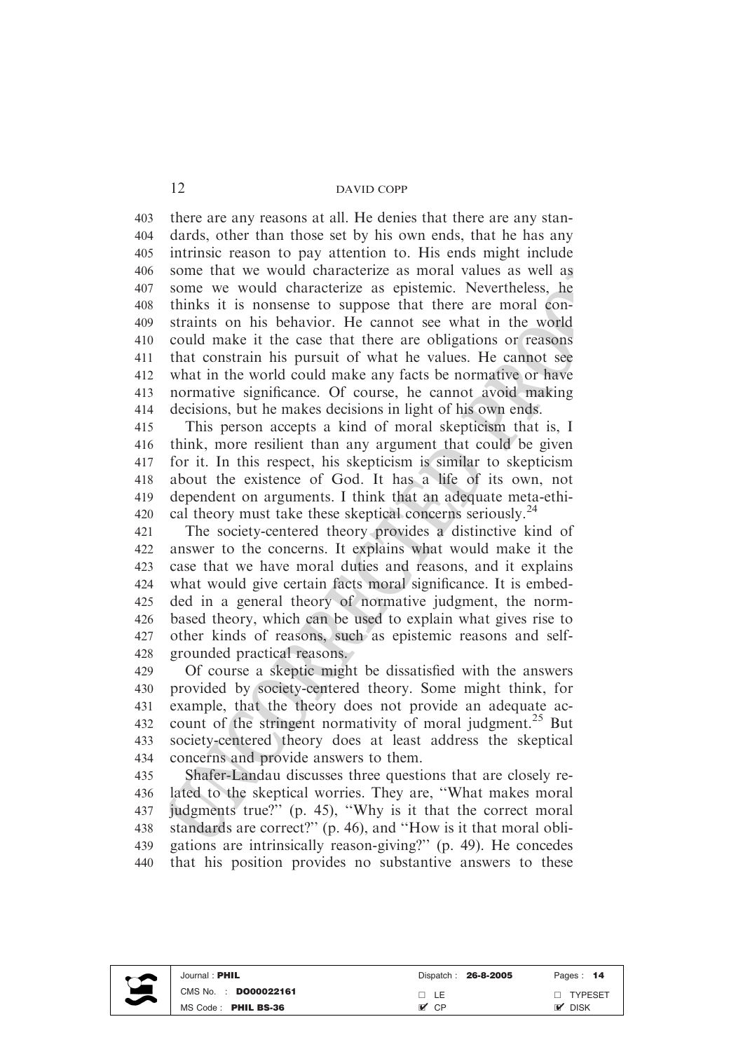there are any reasons at all. He denies that there are any standards, other than those set by his own ends, that he has any intrinsic reason to pay attention to. His ends might include some that we would characterize as moral values as well as some we would characterize as epistemic. Nevertheless, he thinks it is nonsense to suppose that there are moral constraints on his behavior. He cannot see what in the world could make it the case that there are obligations or reasons that constrain his pursuit of what he values. He cannot see what in the world could make any facts be normative or have normative significance. Of course, he cannot avoid making decisions, but he makes decisions in light of his own ends.

This person accepts a kind of moral skepticism that is, I think, more resilient than any argument that could be given for it. In this respect, his skepticism is similar to skepticism about the existence of God. It has a life of its own, not dependent on arguments. I think that an adequate meta-ethical theory must take these skeptical concerns seriously.[24]

The society-centered theory provides a distinctive kind of answer to the concerns. It explains what would make it the case that we have moral duties and reasons, and it explains what would give certain facts moral significance. It is embedded in a general theory of normative judgment, the norm-based theory, which can be used to explain what gives rise to other kinds of reasons, such as epistemic reasons and self-grounded practical reasons.

Of course a skeptic might be dissatisfied with the answers provided by society-centered theory. Some might think, for example, that the theory does not provide an adequate account of the stringent normativity of moral judgment.[25] But society-centered theory does at least address the skeptical concerns and provide answers to them.

Shafer-Landau discusses three questions that are closely related to the skeptical worries. They are, "What makes moral judgments true?" (p. 45), "Why is it that the correct moral standards are correct?" (p. 46), and "How is it that moral obligations are intrinsically reason-giving?" (p. 49). He concedes that his position provides no substantive answers to these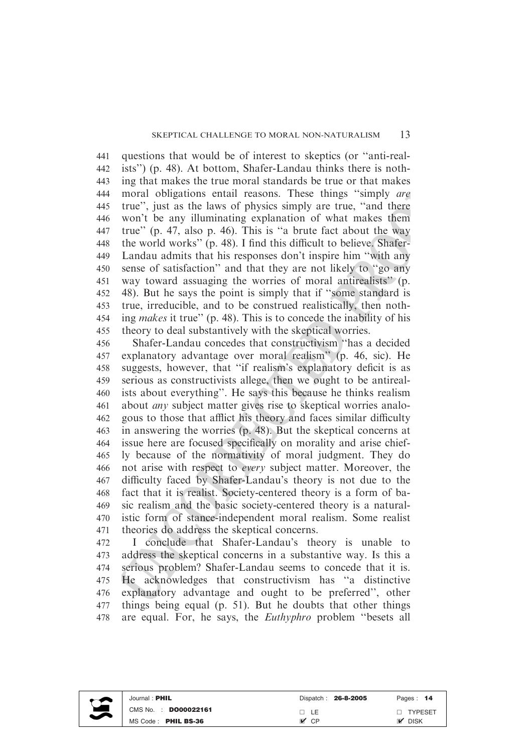questions that would be of interest to skeptics (or "anti-realists") (p. 48). At bottom, Shafer-Landau thinks there is nothing that makes the true moral standards be true or that makes moral obligations entail reasons. These things "simply *are* true", just as the laws of physics simply are true, "and there won't be any illuminating explanation of what makes them true" (p. 47, also p. 46). This is "a brute fact about the way the world works" (p. 48). I find this difficult to believe. Shafer-Landau admits that his responses don't inspire him "with any sense of satisfaction" and that they are not likely to "go any way toward assuaging the worries of moral antirealists" (p. 48). But he says the point is simply that if "some standard is true, irreducible, and to be construed realistically, then nothing *makes* it true" (p. 48). This is to concede the inability of his theory to deal substantively with the skeptical worries.

Shafer-Landau concedes that constructivism "has a decided explanatory advantage over moral realism" (p. 46, sic). He suggests, however, that "if realism's explanatory deficit is as serious as constructivists allege, then we ought to be antirealists about everything". He says this because he thinks realism about *any* subject matter gives rise to skeptical worries analogous to those that afflict his theory and faces similar difficulty in answering the worries (p. 48). But the skeptical concerns at issue here are focused specifically on morality and arise chiefly because of the normativity of moral judgment. They do not arise with respect to *every* subject matter. Moreover, the difficulty faced by Shafer-Landau's theory is not due to the fact that it is realist. Society-centered theory is a form of basic realism and the basic society-centered theory is a naturalistic form of stance-independent moral realism. Some realist theories do address the skeptical concerns.

I conclude that Shafer-Landau's theory is unable to address the skeptical concerns in a substantive way. Is this a serious problem? Shafer-Landau seems to concede that it is. He acknowledges that constructivism has "a distinctive explanatory advantage and ought to be preferred", other things being equal (p. 51). But he doubts that other things are equal. For, he says, the *Euthyphro* problem "besets all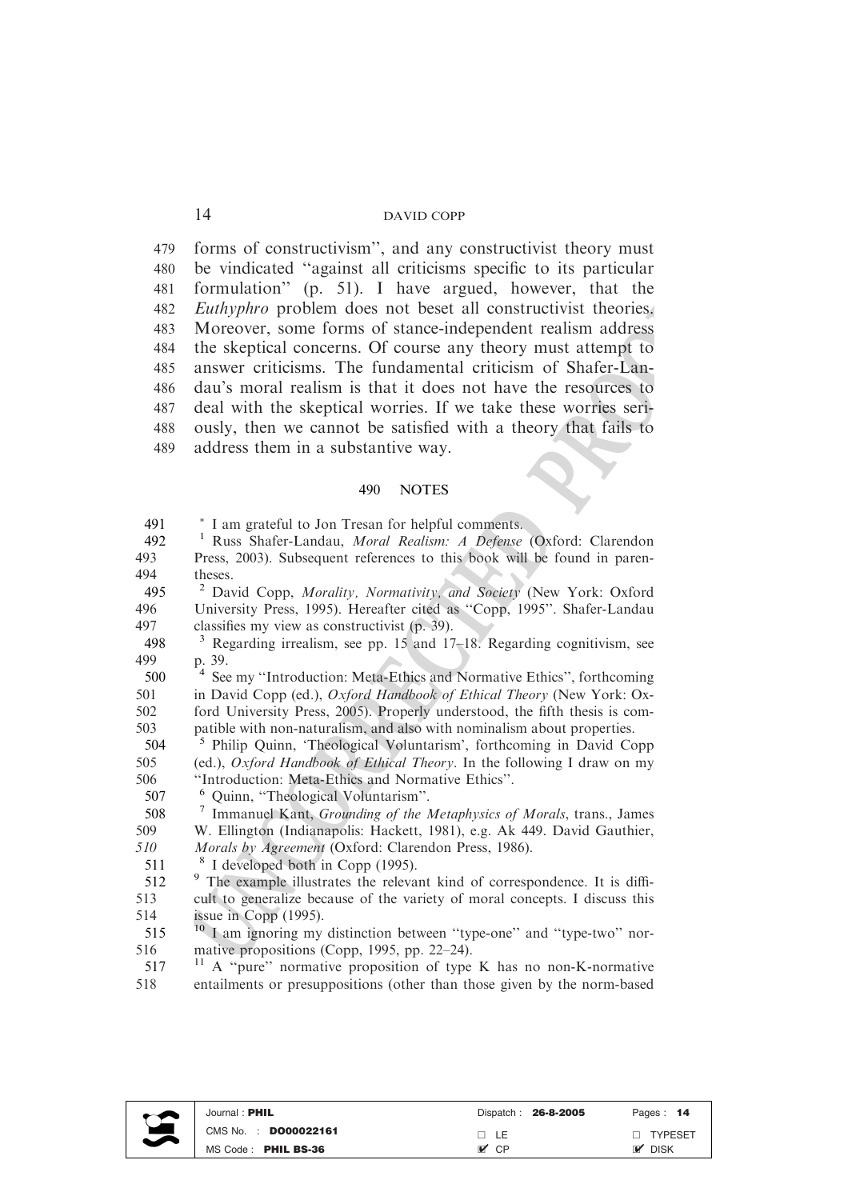forms of constructivism", and any constructivist theory must be vindicated "against all criticisms specific to its particular formulation" (p. 51). I have argued, however, that the *Euthyphro* problem does not beset all constructivist theories. Moreover, some forms of stance-independent realism address the skeptical concerns. Of course any theory must attempt to answer criticisms. The fundamental criticism of Shafer-Landau's moral realism is that it does not have the resources to deal with the skeptical worries. If we take these worries seriously, then we cannot be satisfied with a theory that fails to address them in a substantive way.

## NOTES

* I am grateful to Jon Tresan for helpful comments.

[1] Russ Shafer-Landau, *Moral Realism: A Defense* (Oxford: Clarendon Press, 2003). Subsequent references to this book will be found in parentheses.

[2] David Copp, *Morality, Normativity, and Society* (New York: Oxford University Press, 1995). Hereafter cited as "Copp, 1995". Shafer-Landau classifies my view as constructivist (p. 39).

[3] Regarding irrealism, see pp. 15 and 17–18. Regarding cognitivism, see p. 39.

[4] See my "Introduction: Meta-Ethics and Normative Ethics", forthcoming in David Copp (ed.), *Oxford Handbook of Ethical Theory* (New York: Oxford University Press, 2005). Properly understood, the fifth thesis is compatible with non-naturalism, and also with nominalism about properties.

[5] Philip Quinn, 'Theological Voluntarism', forthcoming in David Copp (ed.), *Oxford Handbook of Ethical Theory*. In the following I draw on my "Introduction: Meta-Ethics and Normative Ethics".

[6] Quinn, "Theological Voluntarism".

[7] Immanuel Kant, *Grounding of the Metaphysics of Morals*, trans., James W. Ellington (Indianapolis: Hackett, 1981), e.g. Ak 449. David Gauthier, *Morals by Agreement* (Oxford: Clarendon Press, 1986).

[8] I developed both in Copp (1995).

[9] The example illustrates the relevant kind of correspondence. It is difficult to generalize because of the variety of moral concepts. I discuss this issue in Copp (1995).

[10] I am ignoring my distinction between "type-one" and "type-two" normative propositions (Copp, 1995, pp. 22–24).

[11] A "pure" normative proposition of type K has no non-K-normative entailments or presuppositions (other than those given by the norm-based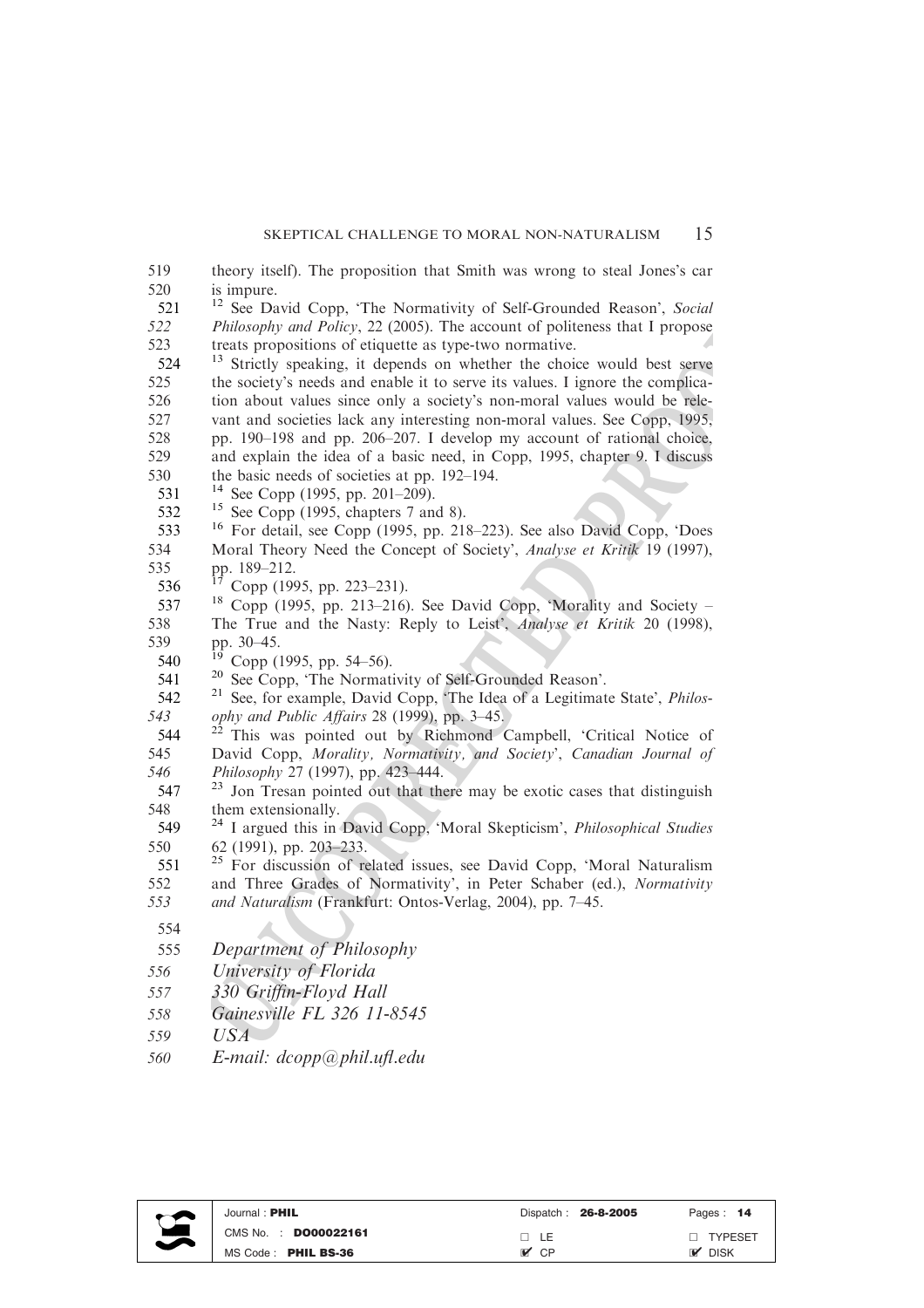theory itself). The proposition that Smith was wrong to steal Jones's car is impure.

[12] See David Copp, 'The Normativity of Self-Grounded Reason', *Social Philosophy and Policy*, 22 (2005). The account of politeness that I propose treats propositions of etiquette as type-two normative.

[13] Strictly speaking, it depends on whether the choice would best serve the society's needs and enable it to serve its values. I ignore the complication about values since only a society's non-moral values would be relevant and societies lack any interesting non-moral values. See Copp, 1995, pp. 190–198 and pp. 206–207. I develop my account of rational choice, and explain the idea of a basic need, in Copp, 1995, chapter 9. I discuss the basic needs of societies at pp. 192–194.

[14] See Copp (1995, pp. 201–209).

[15] See Copp (1995, chapters 7 and 8).

[16] For detail, see Copp (1995, pp. 218–223). See also David Copp, 'Does Moral Theory Need the Concept of Society', *Analyse et Kritik* 19 (1997), pp. 189–212.

[17] Copp (1995, pp. 223–231).

[18] Copp (1995, pp. 213–216). See David Copp, 'Morality and Society – The True and the Nasty: Reply to Leist', *Analyse et Kritik* 20 (1998), pp. 30–45.

[19] Copp (1995, pp. 54–56).

[20] See Copp, 'The Normativity of Self-Grounded Reason'.

[21] See, for example, David Copp, 'The Idea of a Legitimate State', *Philosophy and Public Affairs* 28 (1999), pp. 3–45.

[22] This was pointed out by Richmond Campbell, 'Critical Notice of David Copp, *Morality, Normativity, and Society*', *Canadian Journal of Philosophy* 27 (1997), pp. 423–444.

[23] Jon Tresan pointed out that there may be exotic cases that distinguish them extensionally.

[24] I argued this in David Copp, 'Moral Skepticism', *Philosophical Studies* 62 (1991), pp. 203–233.

[25] For discussion of related issues, see David Copp, 'Moral Naturalism and Three Grades of Normativity', in Peter Schaber (ed.), *Normativity and Naturalism* (Frankfurt: Ontos-Verlag, 2004), pp. 7–45.

*Department of Philosophy*
*University of Florida*
*330 Griffin-Floyd Hall*
*Gainesville FL 326 11-8545*
*USA*
*E-mail: dcopp@phil.ufl.edu*